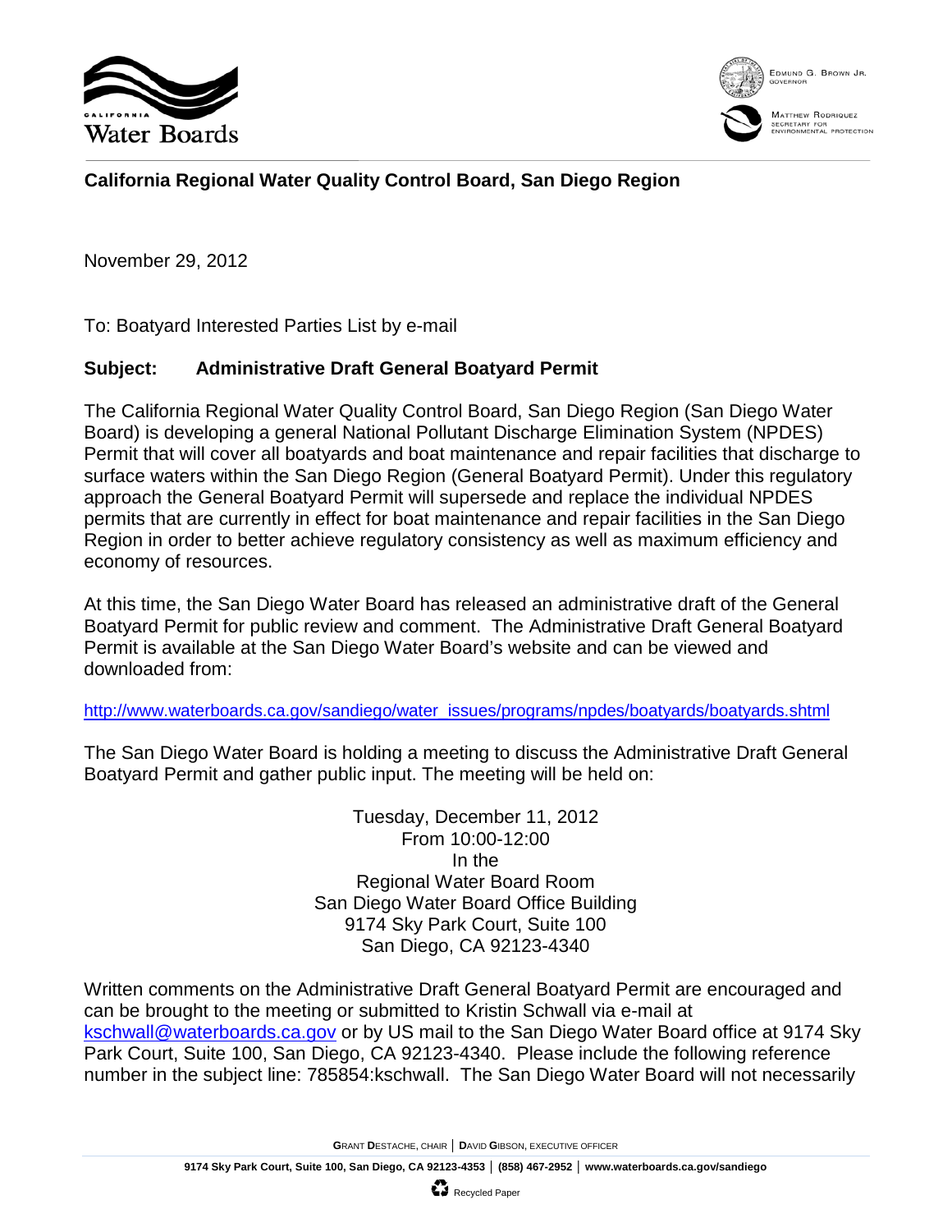California Water Boards

EDMUND G. BROWN JR.
GOVERNOR

MATTHEW RODRIQUEZ
SECRETARY FOR
ENVIRONMENTAL PROTECTION

**California Regional Water Quality Control Board, San Diego Region**

November 29, 2012

To: Boatyard Interested Parties List by e-mail

**Subject: Administrative Draft General Boatyard Permit**

The California Regional Water Quality Control Board, San Diego Region (San Diego Water Board) is developing a general National Pollutant Discharge Elimination System (NPDES) Permit that will cover all boatyards and boat maintenance and repair facilities that discharge to surface waters within the San Diego Region (General Boatyard Permit). Under this regulatory approach the General Boatyard Permit will supersede and replace the individual NPDES permits that are currently in effect for boat maintenance and repair facilities in the San Diego Region in order to better achieve regulatory consistency as well as maximum efficiency and economy of resources.

At this time, the San Diego Water Board has released an administrative draft of the General Boatyard Permit for public review and comment. The Administrative Draft General Boatyard Permit is available at the San Diego Water Board's website and can be viewed and downloaded from:

http://www.waterboards.ca.gov/sandiego/water_issues/programs/npdes/boatyards/boatyards.shtml

The San Diego Water Board is holding a meeting to discuss the Administrative Draft General Boatyard Permit and gather public input. The meeting will be held on:

Tuesday, December 11, 2012
From 10:00-12:00
In the
Regional Water Board Room
San Diego Water Board Office Building
9174 Sky Park Court, Suite 100
San Diego, CA 92123-4340

Written comments on the Administrative Draft General Boatyard Permit are encouraged and can be brought to the meeting or submitted to Kristin Schwall via e-mail at kschwall@waterboards.ca.gov or by US mail to the San Diego Water Board office at 9174 Sky Park Court, Suite 100, San Diego, CA 92123-4340. Please include the following reference number in the subject line: 785854:kschwall. The San Diego Water Board will not necessarily

GRANT DESTACHE, CHAIR | DAVID GIBSON, EXECUTIVE OFFICER

9174 Sky Park Court, Suite 100, San Diego, CA 92123-4353 | (858) 467-2952 | www.waterboards.ca.gov/sandiego

Recycled Paper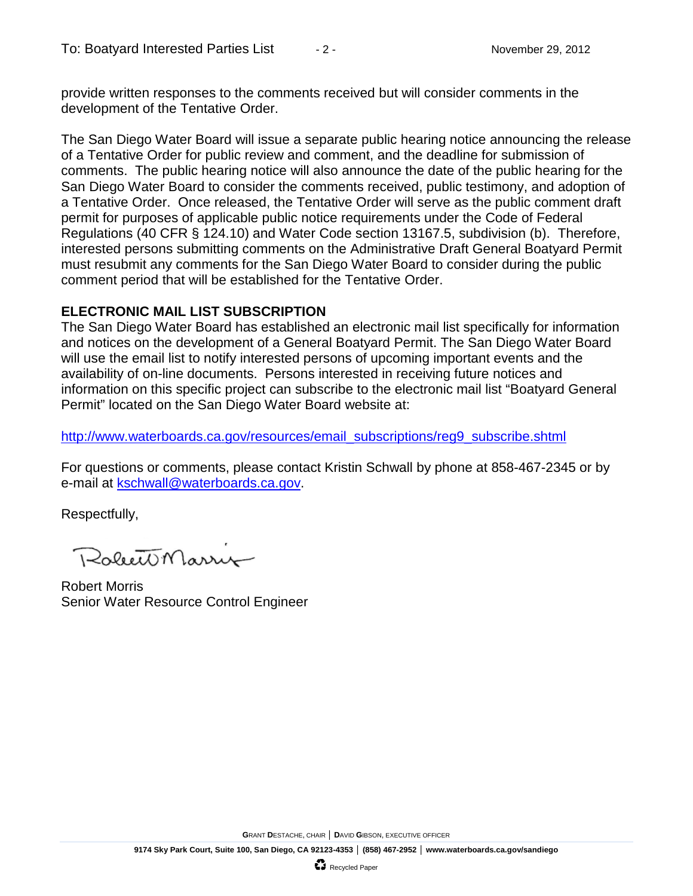provide written responses to the comments received but will consider comments in the development of the Tentative Order.

The San Diego Water Board will issue a separate public hearing notice announcing the release of a Tentative Order for public review and comment, and the deadline for submission of comments. The public hearing notice will also announce the date of the public hearing for the San Diego Water Board to consider the comments received, public testimony, and adoption of a Tentative Order. Once released, the Tentative Order will serve as the public comment draft permit for purposes of applicable public notice requirements under the Code of Federal Regulations (40 CFR § 124.10) and Water Code section 13167.5, subdivision (b). Therefore, interested persons submitting comments on the Administrative Draft General Boatyard Permit must resubmit any comments for the San Diego Water Board to consider during the public comment period that will be established for the Tentative Order.

**ELECTRONIC MAIL LIST SUBSCRIPTION**

The San Diego Water Board has established an electronic mail list specifically for information and notices on the development of a General Boatyard Permit. The San Diego Water Board will use the email list to notify interested persons of upcoming important events and the availability of on-line documents. Persons interested in receiving future notices and information on this specific project can subscribe to the electronic mail list "Boatyard General Permit" located on the San Diego Water Board website at:

http://www.waterboards.ca.gov/resources/email_subscriptions/reg9_subscribe.shtml

For questions or comments, please contact Kristin Schwall by phone at 858-467-2345 or by e-mail at kschwall@waterboards.ca.gov.

Respectfully,

Robert Morris

Robert Morris
Senior Water Resource Control Engineer

GRANT DESTACHE, CHAIR | DAVID GIBSON, EXECUTIVE OFFICER

9174 Sky Park Court, Suite 100, San Diego, CA 92123-4353 | (858) 467-2952 | www.waterboards.ca.gov/sandiego

Recycled Paper